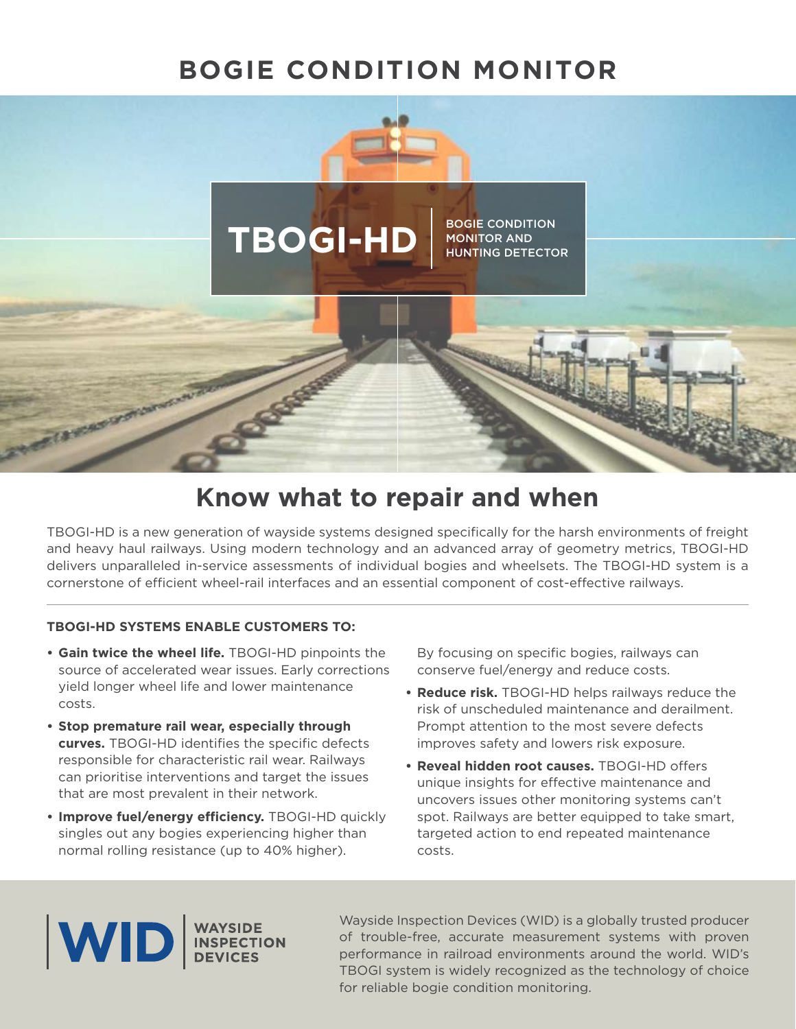# BOGIE CONDITION MONITOR

**TBOGI-HD** | BOGIE CONDITION MONITOR AND HUNTING DETECTOR

## Know what to repair and when

TBOGI-HD is a new generation of wayside systems designed specifically for the harsh environments of freight and heavy haul railways. Using modern technology and an advanced array of geometry metrics, TBOGI-HD delivers unparalleled in-service assessments of individual bogies and wheelsets. The TBOGI-HD system is a cornerstone of efficient wheel-rail interfaces and an essential component of cost-effective railways.

---

**TBOGI-HD SYSTEMS ENABLE CUSTOMERS TO:**

- **Gain twice the wheel life.** TBOGI-HD pinpoints the source of accelerated wear issues. Early corrections yield longer wheel life and lower maintenance costs.
- **Stop premature rail wear, especially through curves.** TBOGI-HD identifies the specific defects responsible for characteristic rail wear. Railways can prioritise interventions and target the issues that are most prevalent in their network.
- **Improve fuel/energy efficiency.** TBOGI-HD quickly singles out any bogies experiencing higher than normal rolling resistance (up to 40% higher). By focusing on specific bogies, railways can conserve fuel/energy and reduce costs.
- **Reduce risk.** TBOGI-HD helps railways reduce the risk of unscheduled maintenance and derailment. Prompt attention to the most severe defects improves safety and lowers risk exposure.
- **Reveal hidden root causes.** TBOGI-HD offers unique insights for effective maintenance and uncovers issues other monitoring systems can't spot. Railways are better equipped to take smart, targeted action to end repeated maintenance costs.

**WID** | **WAYSIDE INSPECTION DEVICES**

Wayside Inspection Devices (WID) is a globally trusted producer of trouble-free, accurate measurement systems with proven performance in railroad environments around the world. WID's TBOGI system is widely recognized as the technology of choice for reliable bogie condition monitoring.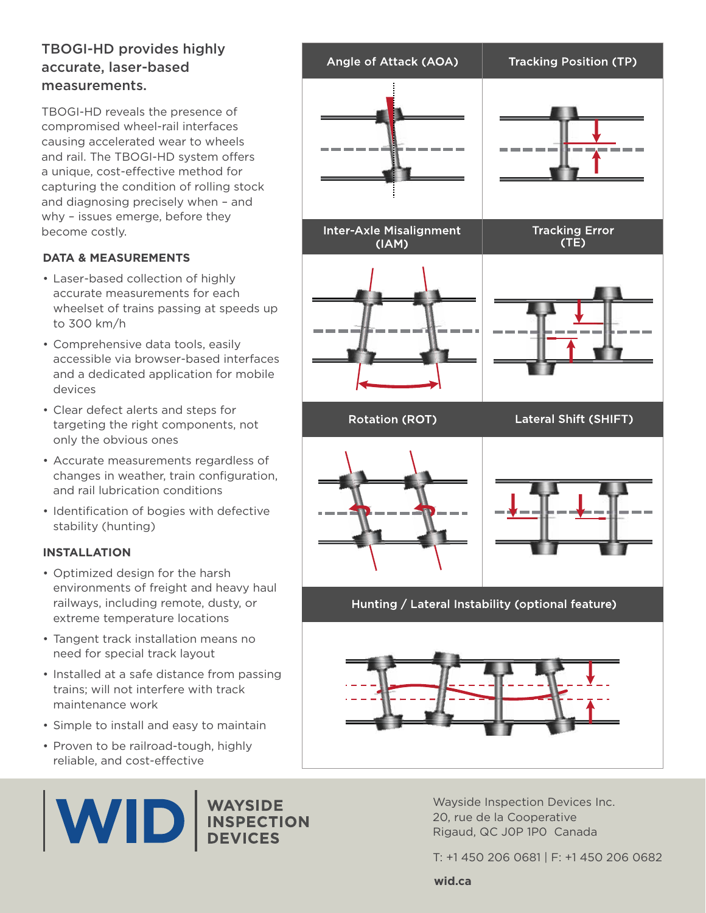## TBOGI-HD provides highly accurate, laser-based measurements.

TBOGI-HD reveals the presence of compromised wheel-rail interfaces causing accelerated wear to wheels and rail. The TBOGI-HD system offers a unique, cost-effective method for capturing the condition of rolling stock and diagnosing precisely when – and why – issues emerge, before they become costly.

### DATA & MEASUREMENTS

- Laser-based collection of highly accurate measurements for each wheelset of trains passing at speeds up to 300 km/h
- Comprehensive data tools, easily accessible via browser-based interfaces and a dedicated application for mobile devices
- Clear defect alerts and steps for targeting the right components, not only the obvious ones
- Accurate measurements regardless of changes in weather, train configuration, and rail lubrication conditions
- Identification of bogies with defective stability (hunting)

### INSTALLATION

- Optimized design for the harsh environments of freight and heavy haul railways, including remote, dusty, or extreme temperature locations
- Tangent track installation means no need for special track layout
- Installed at a safe distance from passing trains; will not interfere with track maintenance work
- Simple to install and easy to maintain
- Proven to be railroad-tough, highly reliable, and cost-effective

Angle of Attack (AOA)

Tracking Position (TP)

Inter-Axle Misalignment (IAM)

Tracking Error (TE)

Rotation (ROT)

Lateral Shift (SHIFT)

Hunting / Lateral Instability (optional feature)

WID | WAYSIDE INSPECTION DEVICES

Wayside Inspection Devices Inc.
20, rue de la Cooperative
Rigaud, QC J0P 1P0 Canada

T: +1 450 206 0681 | F: +1 450 206 0682

**wid.ca**